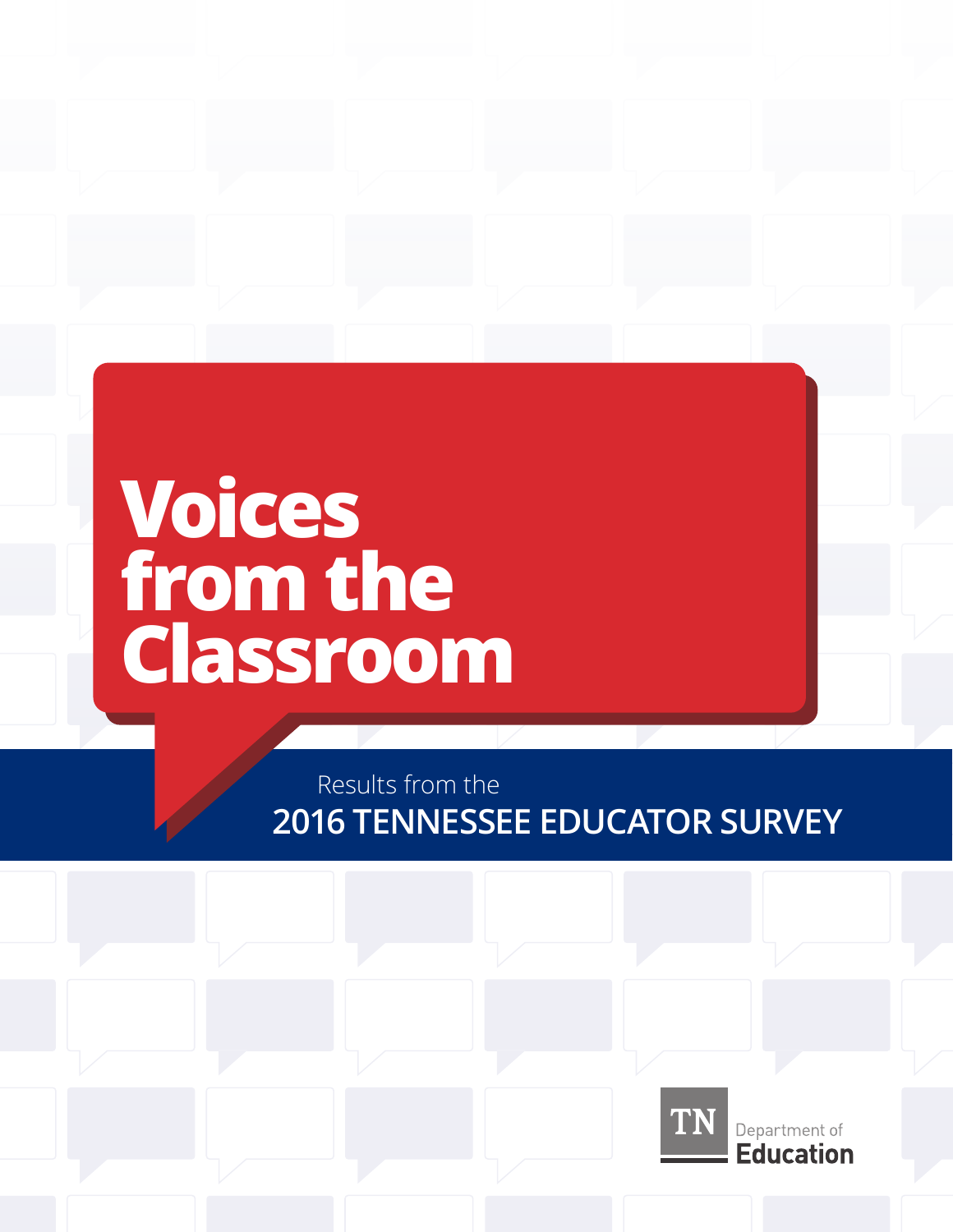# Voices from the Classroom

Results from the

## 2016 TENNESSEE EDUCATOR SURVEY

TN Department of Education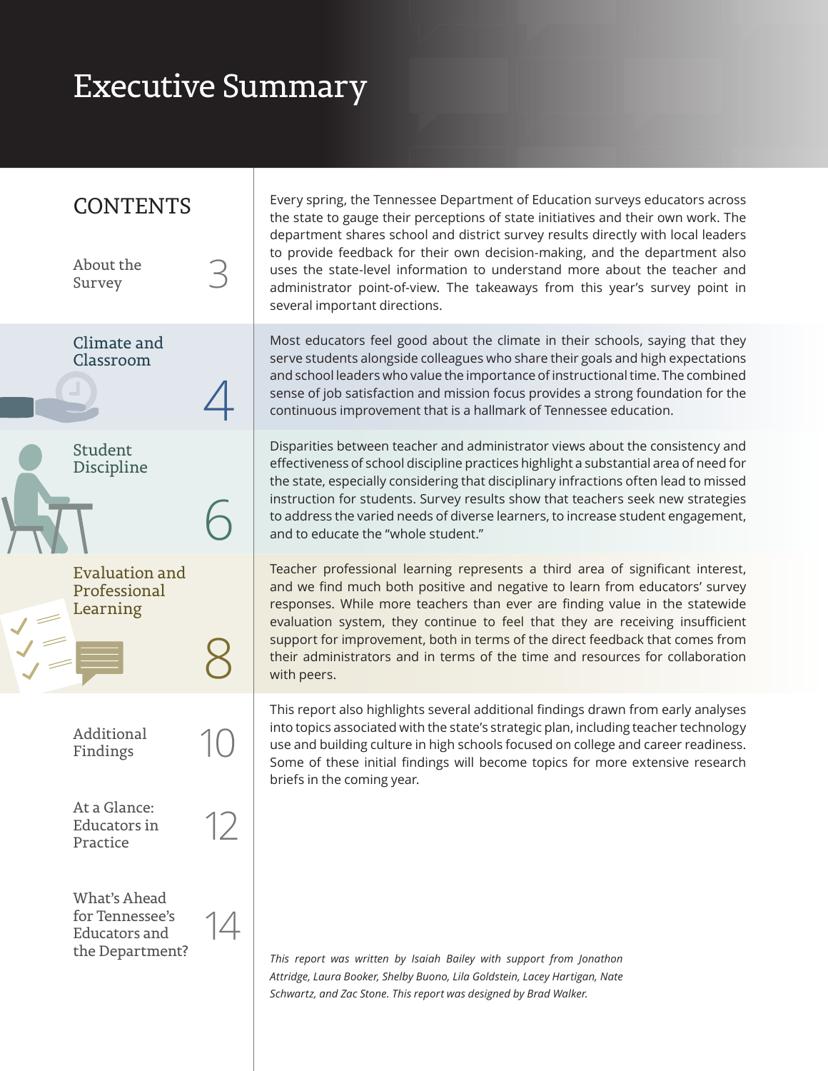# Executive Summary

## CONTENTS

| Section | Page |
| --- | --- |
| About the Survey | 3 |
| Climate and Classroom | 4 |
| Student Discipline | 6 |
| Evaluation and Professional Learning | 8 |
| Additional Findings | 10 |
| At a Glance: Educators in Practice | 12 |
| What's Ahead for Tennessee's Educators and the Department? | 14 |

Every spring, the Tennessee Department of Education surveys educators across the state to gauge their perceptions of state initiatives and their own work. The department shares school and district survey results directly with local leaders to provide feedback for their own decision-making, and the department also uses the state-level information to understand more about the teacher and administrator point-of-view. The takeaways from this year's survey point in several important directions.

Most educators feel good about the climate in their schools, saying that they serve students alongside colleagues who share their goals and high expectations and school leaders who value the importance of instructional time. The combined sense of job satisfaction and mission focus provides a strong foundation for the continuous improvement that is a hallmark of Tennessee education.

Disparities between teacher and administrator views about the consistency and effectiveness of school discipline practices highlight a substantial area of need for the state, especially considering that disciplinary infractions often lead to missed instruction for students. Survey results show that teachers seek new strategies to address the varied needs of diverse learners, to increase student engagement, and to educate the "whole student."

Teacher professional learning represents a third area of significant interest, and we find much both positive and negative to learn from educators' survey responses. While more teachers than ever are finding value in the statewide evaluation system, they continue to feel that they are receiving insufficient support for improvement, both in terms of the direct feedback that comes from their administrators and in terms of the time and resources for collaboration with peers.

This report also highlights several additional findings drawn from early analyses into topics associated with the state's strategic plan, including teacher technology use and building culture in high schools focused on college and career readiness. Some of these initial findings will become topics for more extensive research briefs in the coming year.

*This report was written by Isaiah Bailey with support from Jonathon Attridge, Laura Booker, Shelby Buono, Lila Goldstein, Lacey Hartigan, Nate Schwartz, and Zac Stone. This report was designed by Brad Walker.*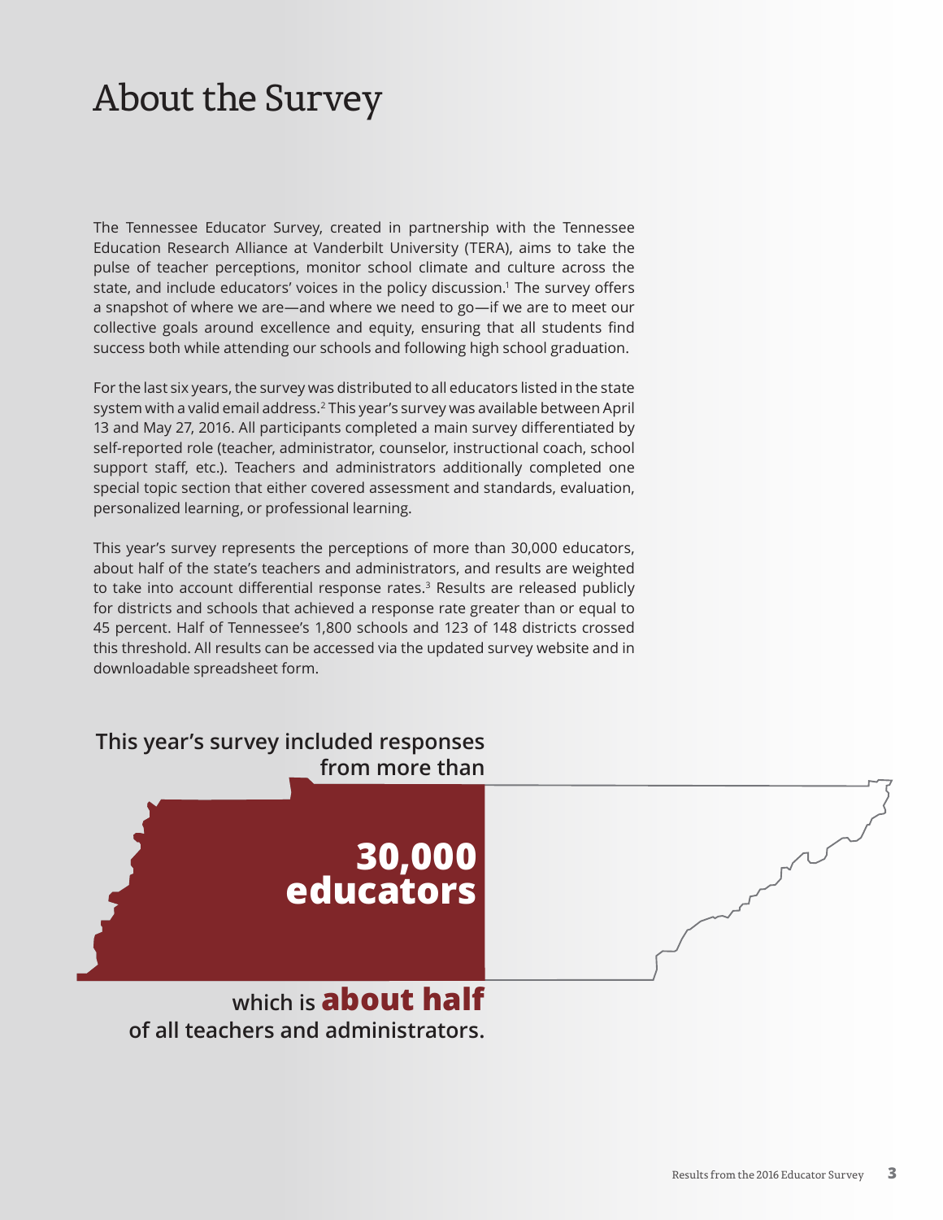# About the Survey

The Tennessee Educator Survey, created in partnership with the Tennessee Education Research Alliance at Vanderbilt University (TERA), aims to take the pulse of teacher perceptions, monitor school climate and culture across the state, and include educators' voices in the policy discussion.[1] The survey offers a snapshot of where we are—and where we need to go—if we are to meet our collective goals around excellence and equity, ensuring that all students find success both while attending our schools and following high school graduation.

For the last six years, the survey was distributed to all educators listed in the state system with a valid email address.[2] This year's survey was available between April 13 and May 27, 2016. All participants completed a main survey differentiated by self-reported role (teacher, administrator, counselor, instructional coach, school support staff, etc.). Teachers and administrators additionally completed one special topic section that either covered assessment and standards, evaluation, personalized learning, or professional learning.

This year's survey represents the perceptions of more than 30,000 educators, about half of the state's teachers and administrators, and results are weighted to take into account differential response rates.[3] Results are released publicly for districts and schools that achieved a response rate greater than or equal to 45 percent. Half of Tennessee's 1,800 schools and 123 of 148 districts crossed this threshold. All results can be accessed via the updated survey website and in downloadable spreadsheet form.

**This year's survey included responses from more than**

**30,000 educators**

**which is about half of all teachers and administrators.**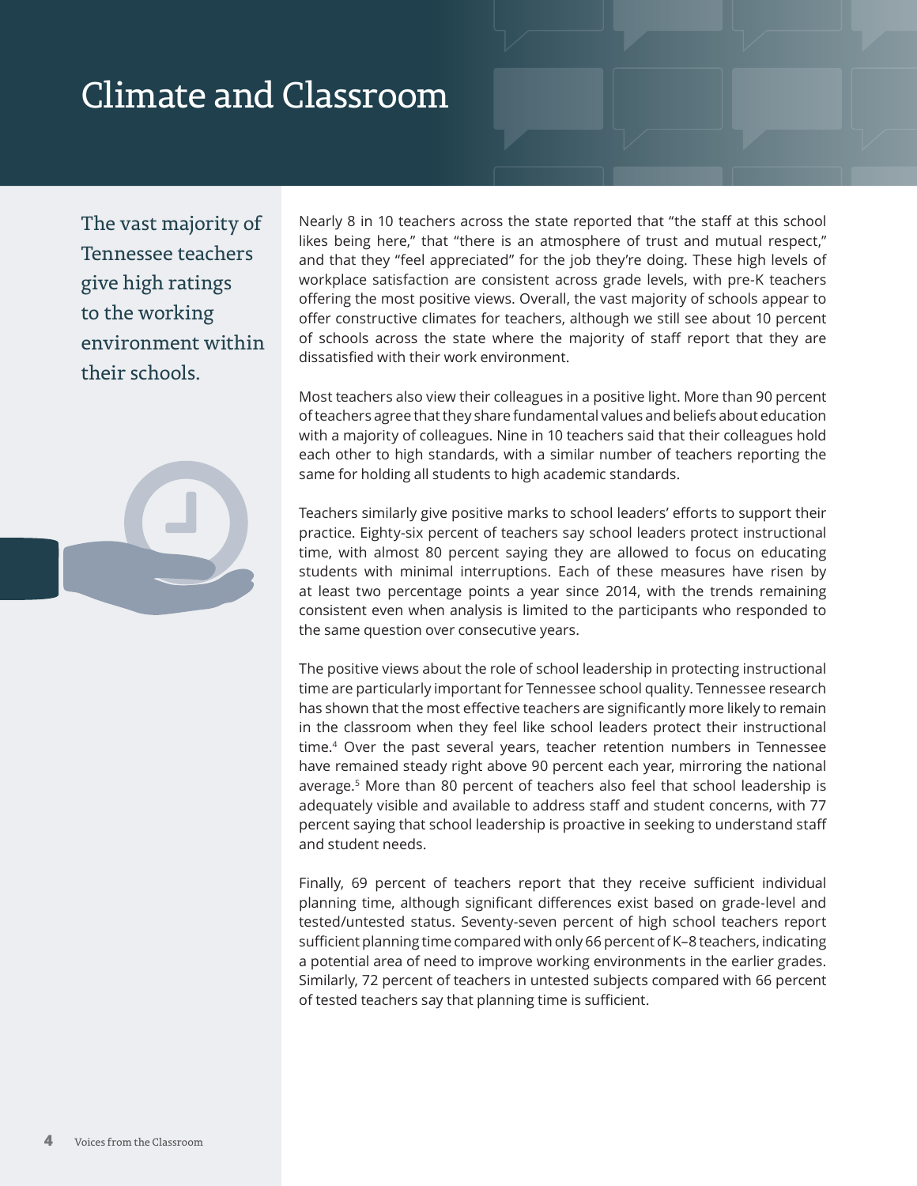# Climate and Classroom

The vast majority of Tennessee teachers give high ratings to the working environment within their schools.

Nearly 8 in 10 teachers across the state reported that "the staff at this school likes being here," that "there is an atmosphere of trust and mutual respect," and that they "feel appreciated" for the job they're doing. These high levels of workplace satisfaction are consistent across grade levels, with pre-K teachers offering the most positive views. Overall, the vast majority of schools appear to offer constructive climates for teachers, although we still see about 10 percent of schools across the state where the majority of staff report that they are dissatisfied with their work environment.

Most teachers also view their colleagues in a positive light. More than 90 percent of teachers agree that they share fundamental values and beliefs about education with a majority of colleagues. Nine in 10 teachers said that their colleagues hold each other to high standards, with a similar number of teachers reporting the same for holding all students to high academic standards.

Teachers similarly give positive marks to school leaders' efforts to support their practice. Eighty-six percent of teachers say school leaders protect instructional time, with almost 80 percent saying they are allowed to focus on educating students with minimal interruptions. Each of these measures have risen by at least two percentage points a year since 2014, with the trends remaining consistent even when analysis is limited to the participants who responded to the same question over consecutive years.

The positive views about the role of school leadership in protecting instructional time are particularly important for Tennessee school quality. Tennessee research has shown that the most effective teachers are significantly more likely to remain in the classroom when they feel like school leaders protect their instructional time.[4] Over the past several years, teacher retention numbers in Tennessee have remained steady right above 90 percent each year, mirroring the national average.[5] More than 80 percent of teachers also feel that school leadership is adequately visible and available to address staff and student concerns, with 77 percent saying that school leadership is proactive in seeking to understand staff and student needs.

Finally, 69 percent of teachers report that they receive sufficient individual planning time, although significant differences exist based on grade-level and tested/untested status. Seventy-seven percent of high school teachers report sufficient planning time compared with only 66 percent of K–8 teachers, indicating a potential area of need to improve working environments in the earlier grades. Similarly, 72 percent of teachers in untested subjects compared with 66 percent of tested teachers say that planning time is sufficient.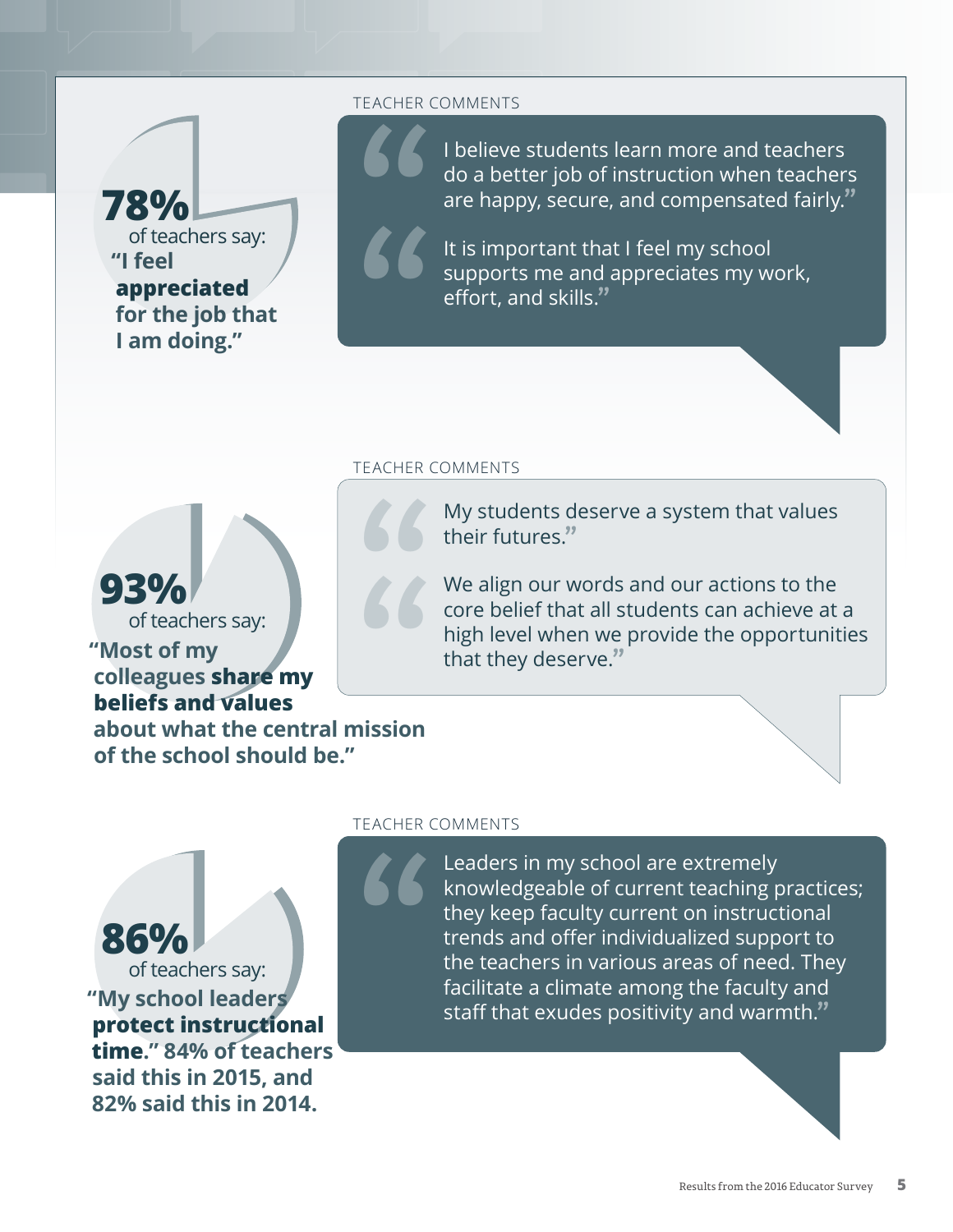**78%** of teachers say: **"I feel appreciated for the job that I am doing."**

TEACHER COMMENTS

"I believe students learn more and teachers do a better job of instruction when teachers are happy, secure, and compensated fairly."

"It is important that I feel my school supports me and appreciates my work, effort, and skills."

**93%** of teachers say: **"Most of my colleagues share my beliefs and values about what the central mission of the school should be."**

TEACHER COMMENTS

"My students deserve a system that values their futures."

"We align our words and our actions to the core belief that all students can achieve at a high level when we provide the opportunities that they deserve."

**86%** of teachers say: **"My school leaders protect instructional time." 84% of teachers said this in 2015, and 82% said this in 2014.**

TEACHER COMMENTS

"Leaders in my school are extremely knowledgeable of current teaching practices; they keep faculty current on instructional trends and offer individualized support to the teachers in various areas of need. They facilitate a climate among the faculty and staff that exudes positivity and warmth."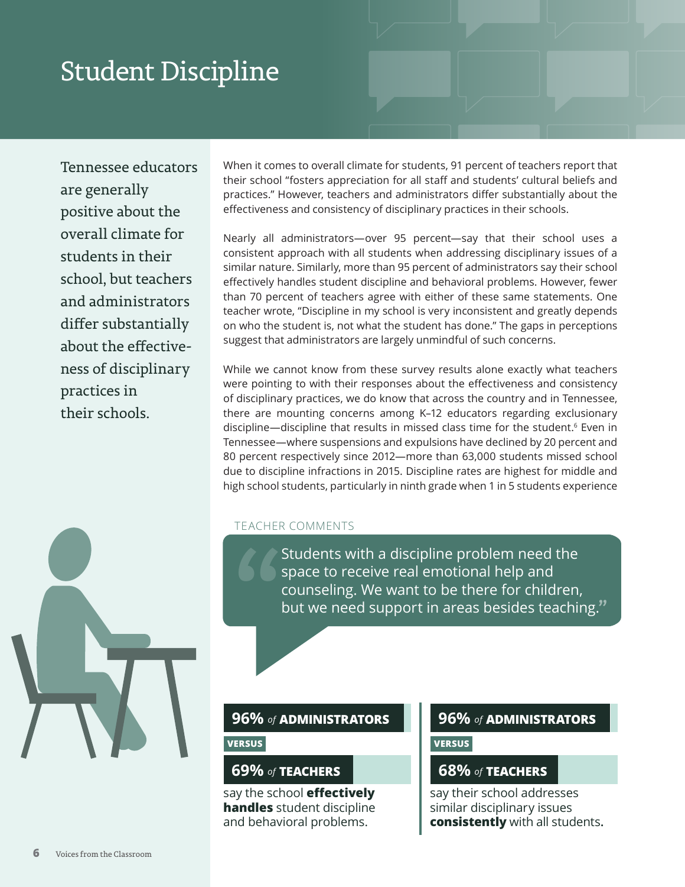# Student Discipline

Tennessee educators are generally positive about the overall climate for students in their school, but teachers and administrators differ substantially about the effectiveness of disciplinary practices in their schools.

When it comes to overall climate for students, 91 percent of teachers report that their school "fosters appreciation for all staff and students' cultural beliefs and practices." However, teachers and administrators differ substantially about the effectiveness and consistency of disciplinary practices in their schools.

Nearly all administrators—over 95 percent—say that their school uses a consistent approach with all students when addressing disciplinary issues of a similar nature. Similarly, more than 95 percent of administrators say their school effectively handles student discipline and behavioral problems. However, fewer than 70 percent of teachers agree with either of these same statements. One teacher wrote, "Discipline in my school is very inconsistent and greatly depends on who the student is, not what the student has done." The gaps in perceptions suggest that administrators are largely unmindful of such concerns.

While we cannot know from these survey results alone exactly what teachers were pointing to with their responses about the effectiveness and consistency of disciplinary practices, we do know that across the country and in Tennessee, there are mounting concerns among K–12 educators regarding exclusionary discipline—discipline that results in missed class time for the student.[6] Even in Tennessee—where suspensions and expulsions have declined by 20 percent and 80 percent respectively since 2012—more than 63,000 students missed school due to discipline infractions in 2015. Discipline rates are highest for middle and high school students, particularly in ninth grade when 1 in 5 students experience

TEACHER COMMENTS

> "Students with a discipline problem need the space to receive real emotional help and counseling. We want to be there for children, but we need support in areas besides teaching."

**96%** *of* **ADMINISTRATORS**

**VERSUS**

**69%** *of* **TEACHERS**

say the school **effectively handles** student discipline and behavioral problems.

**96%** *of* **ADMINISTRATORS**

**VERSUS**

**68%** *of* **TEACHERS**

say their school addresses similar disciplinary issues **consistently** with all students.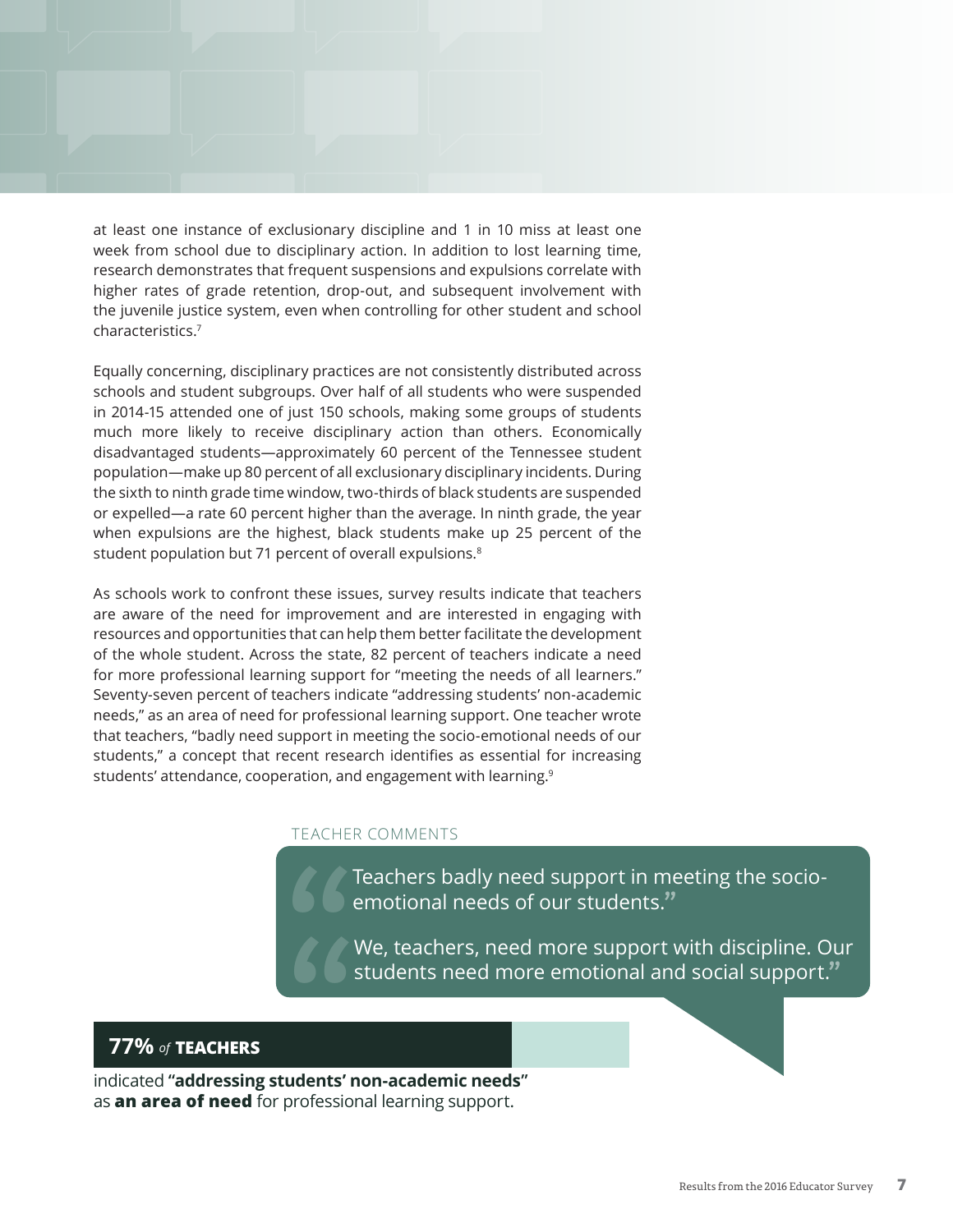at least one instance of exclusionary discipline and 1 in 10 miss at least one week from school due to disciplinary action. In addition to lost learning time, research demonstrates that frequent suspensions and expulsions correlate with higher rates of grade retention, drop-out, and subsequent involvement with the juvenile justice system, even when controlling for other student and school characteristics.[7]

Equally concerning, disciplinary practices are not consistently distributed across schools and student subgroups. Over half of all students who were suspended in 2014-15 attended one of just 150 schools, making some groups of students much more likely to receive disciplinary action than others. Economically disadvantaged students—approximately 60 percent of the Tennessee student population—make up 80 percent of all exclusionary disciplinary incidents. During the sixth to ninth grade time window, two-thirds of black students are suspended or expelled—a rate 60 percent higher than the average. In ninth grade, the year when expulsions are the highest, black students make up 25 percent of the student population but 71 percent of overall expulsions.[8]

As schools work to confront these issues, survey results indicate that teachers are aware of the need for improvement and are interested in engaging with resources and opportunities that can help them better facilitate the development of the whole student. Across the state, 82 percent of teachers indicate a need for more professional learning support for "meeting the needs of all learners." Seventy-seven percent of teachers indicate "addressing students' non-academic needs," as an area of need for professional learning support. One teacher wrote that teachers, "badly need support in meeting the socio-emotional needs of our students," a concept that recent research identifies as essential for increasing students' attendance, cooperation, and engagement with learning.[9]

TEACHER COMMENTS

> "Teachers badly need support in meeting the socio-emotional needs of our students."

> "We, teachers, need more support with discipline. Our students need more emotional and social support."

**77%** *of* **TEACHERS**

indicated **"addressing students' non-academic needs"** as **an area of need** for professional learning support.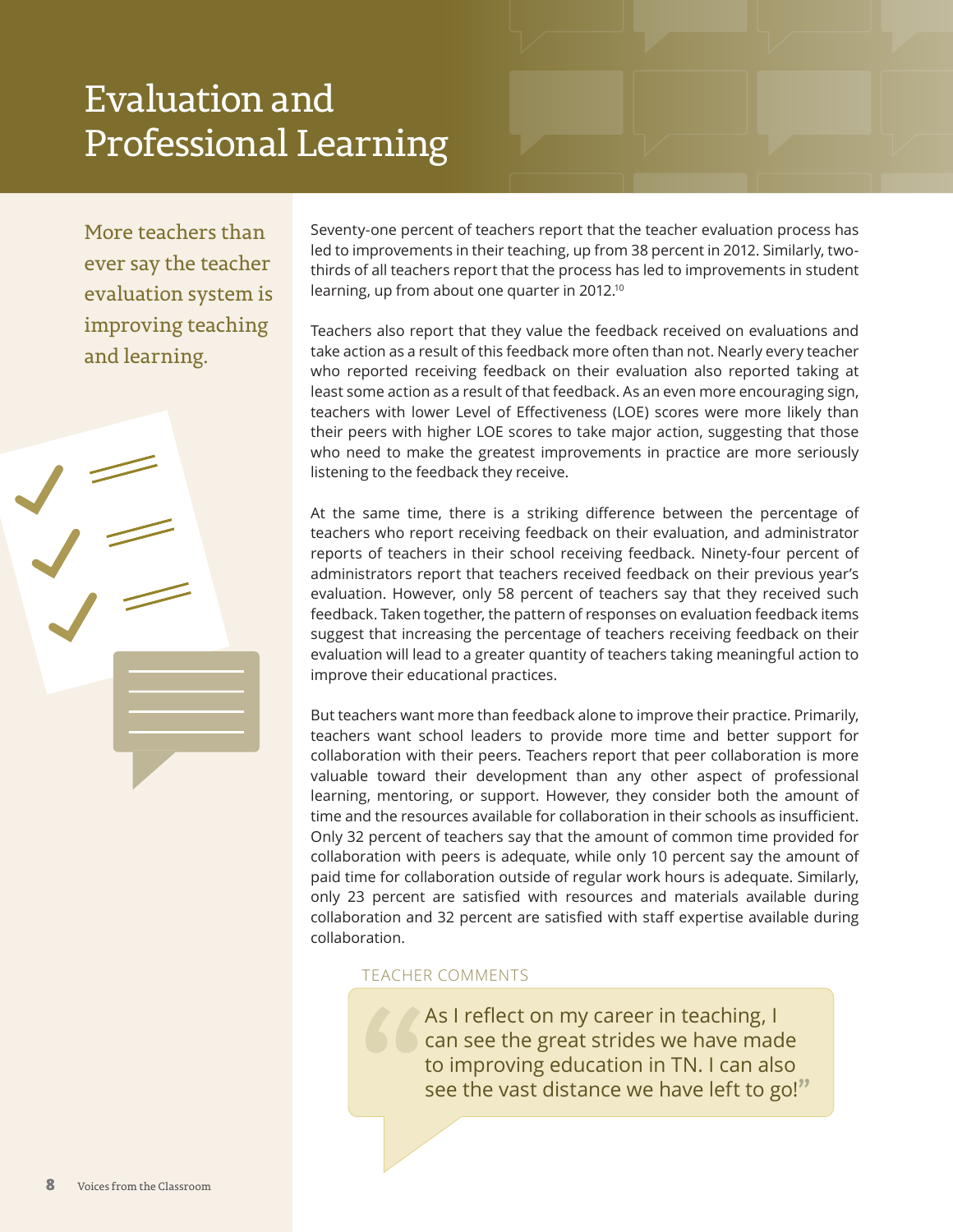# Evaluation and Professional Learning

More teachers than ever say the teacher evaluation system is improving teaching and learning.

Seventy-one percent of teachers report that the teacher evaluation process has led to improvements in their teaching, up from 38 percent in 2012. Similarly, two-thirds of all teachers report that the process has led to improvements in student learning, up from about one quarter in 2012.[10]

Teachers also report that they value the feedback received on evaluations and take action as a result of this feedback more often than not. Nearly every teacher who reported receiving feedback on their evaluation also reported taking at least some action as a result of that feedback. As an even more encouraging sign, teachers with lower Level of Effectiveness (LOE) scores were more likely than their peers with higher LOE scores to take major action, suggesting that those who need to make the greatest improvements in practice are more seriously listening to the feedback they receive.

At the same time, there is a striking difference between the percentage of teachers who report receiving feedback on their evaluation, and administrator reports of teachers in their school receiving feedback. Ninety-four percent of administrators report that teachers received feedback on their previous year's evaluation. However, only 58 percent of teachers say that they received such feedback. Taken together, the pattern of responses on evaluation feedback items suggest that increasing the percentage of teachers receiving feedback on their evaluation will lead to a greater quantity of teachers taking meaningful action to improve their educational practices.

But teachers want more than feedback alone to improve their practice. Primarily, teachers want school leaders to provide more time and better support for collaboration with their peers. Teachers report that peer collaboration is more valuable toward their development than any other aspect of professional learning, mentoring, or support. However, they consider both the amount of time and the resources available for collaboration in their schools as insufficient. Only 32 percent of teachers say that the amount of common time provided for collaboration with peers is adequate, while only 10 percent say the amount of paid time for collaboration outside of regular work hours is adequate. Similarly, only 23 percent are satisfied with resources and materials available during collaboration and 32 percent are satisfied with staff expertise available during collaboration.

TEACHER COMMENTS

> "As I reflect on my career in teaching, I can see the great strides we have made to improving education in TN. I can also see the vast distance we have left to go!"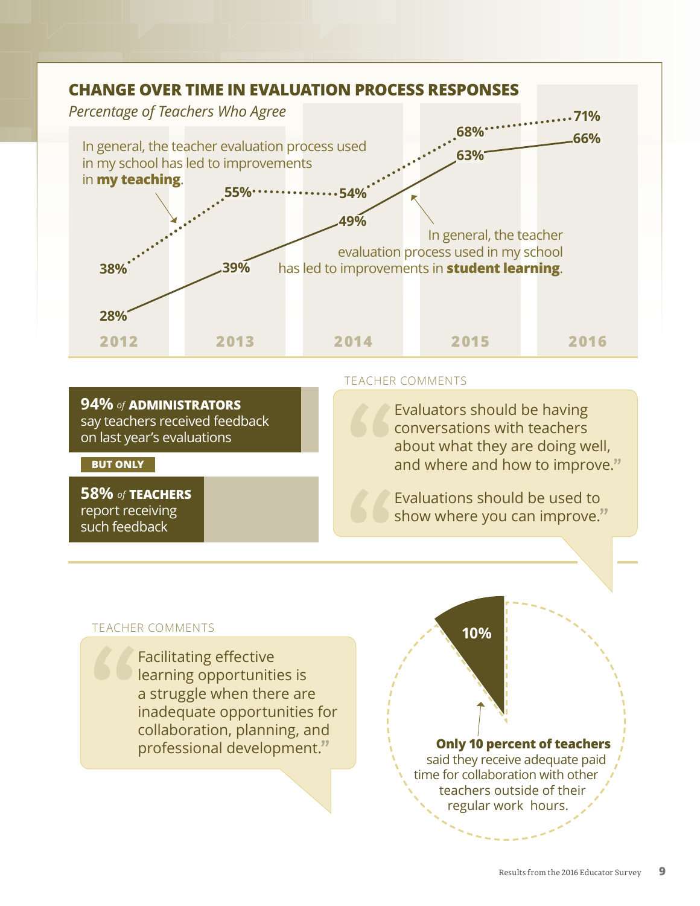## CHANGE OVER TIME IN EVALUATION PROCESS RESPONSES

*Percentage of Teachers Who Agree*

| Year | In general, the teacher evaluation process used in my school has led to improvements in **my teaching**. | In general, the teacher evaluation process used in my school has led to improvements in **student learning**. |
|---|---|---|
| 2012 | 38% | 28% |
| 2013 | 55% | 39% |
| 2014 | 54% | 49% |
| 2015 | 68% | 63% |
| 2016 | 71% | 66% |

**94%** *of* **ADMINISTRATORS** say teachers received feedback on last year's evaluations

**BUT ONLY**

**58%** *of* **TEACHERS** report receiving such feedback

TEACHER COMMENTS

> "Evaluators should be having conversations with teachers about what they are doing well, and where and how to improve."

> "Evaluations should be used to show where you can improve."

TEACHER COMMENTS

> "Facilitating effective learning opportunities is a struggle when there are inadequate opportunities for collaboration, planning, and professional development."

10%

**Only 10 percent of teachers** said they receive adequate paid time for collaboration with other teachers outside of their regular work hours.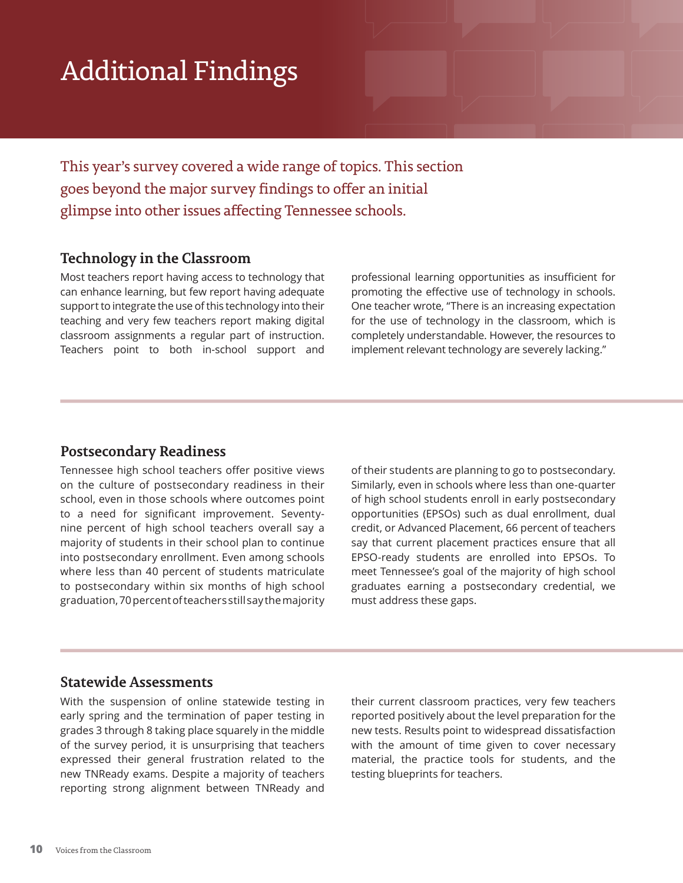# Additional Findings

This year's survey covered a wide range of topics. This section goes beyond the major survey findings to offer an initial glimpse into other issues affecting Tennessee schools.

## Technology in the Classroom

Most teachers report having access to technology that can enhance learning, but few report having adequate support to integrate the use of this technology into their teaching and very few teachers report making digital classroom assignments a regular part of instruction. Teachers point to both in-school support and professional learning opportunities as insufficient for promoting the effective use of technology in schools. One teacher wrote, "There is an increasing expectation for the use of technology in the classroom, which is completely understandable. However, the resources to implement relevant technology are severely lacking."

## Postsecondary Readiness

Tennessee high school teachers offer positive views on the culture of postsecondary readiness in their school, even in those schools where outcomes point to a need for significant improvement. Seventy-nine percent of high school teachers overall say a majority of students in their school plan to continue into postsecondary enrollment. Even among schools where less than 40 percent of students matriculate to postsecondary within six months of high school graduation, 70 percent of teachers still say the majority of their students are planning to go to postsecondary. Similarly, even in schools where less than one-quarter of high school students enroll in early postsecondary opportunities (EPSOs) such as dual enrollment, dual credit, or Advanced Placement, 66 percent of teachers say that current placement practices ensure that all EPSO-ready students are enrolled into EPSOs. To meet Tennessee's goal of the majority of high school graduates earning a postsecondary credential, we must address these gaps.

## Statewide Assessments

With the suspension of online statewide testing in early spring and the termination of paper testing in grades 3 through 8 taking place squarely in the middle of the survey period, it is unsurprising that teachers expressed their general frustration related to the new TNReady exams. Despite a majority of teachers reporting strong alignment between TNReady and their current classroom practices, very few teachers reported positively about the level preparation for the new tests. Results point to widespread dissatisfaction with the amount of time given to cover necessary material, the practice tools for students, and the testing blueprints for teachers.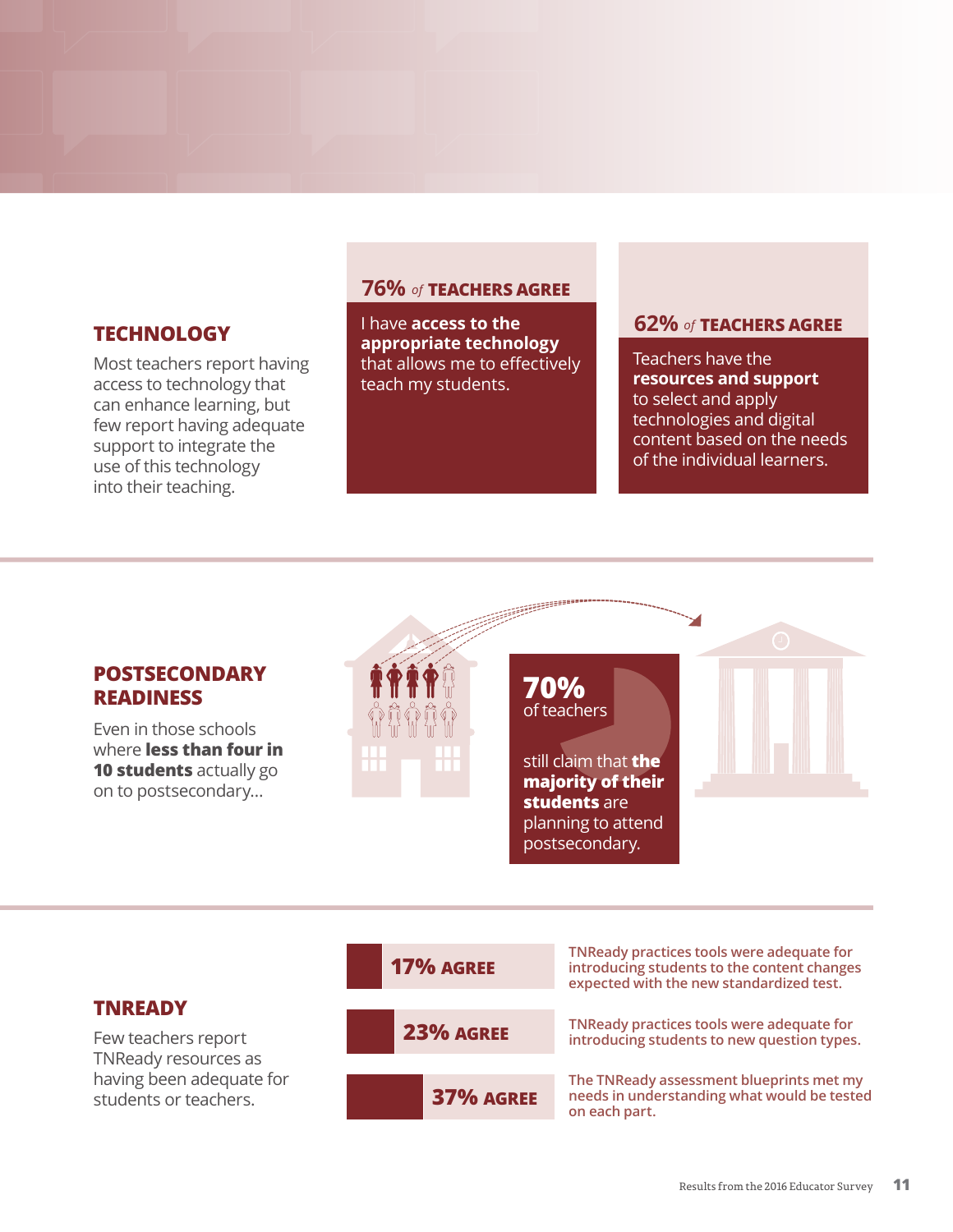## TECHNOLOGY

Most teachers report having access to technology that can enhance learning, but few report having adequate support to integrate the use of this technology into their teaching.

**76%** *of* **TEACHERS AGREE**

I have **access to the appropriate technology** that allows me to effectively teach my students.

**62%** *of* **TEACHERS AGREE**

Teachers have the **resources and support** to select and apply technologies and digital content based on the needs of the individual learners.

## POSTSECONDARY READINESS

Even in those schools where **less than four in 10 students** actually go on to postsecondary…

**70%** of teachers still claim that **the majority of their students** are planning to attend postsecondary.

## TNREADY

Few teachers report TNReady resources as having been adequate for students or teachers.

| | |
|---|---|
| **17% AGREE** | TNReady practices tools were adequate for introducing students to the content changes expected with the new standardized test. |
| **23% AGREE** | TNReady practices tools were adequate for introducing students to new question types. |
| **37% AGREE** | The TNReady assessment blueprints met my needs in understanding what would be tested on each part. |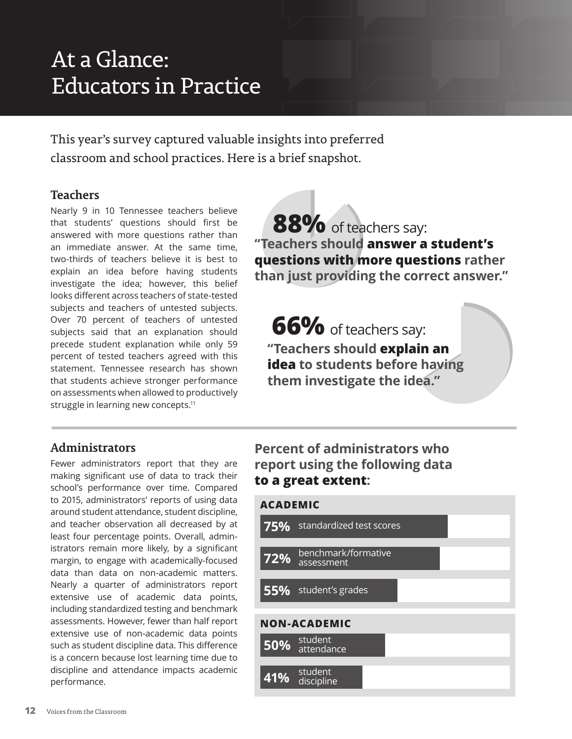# At a Glance: Educators in Practice

This year's survey captured valuable insights into preferred classroom and school practices. Here is a brief snapshot.

## Teachers

Nearly 9 in 10 Tennessee teachers believe that students' questions should first be answered with more questions rather than an immediate answer. At the same time, two-thirds of teachers believe it is best to explain an idea before having students investigate the idea; however, this belief looks different across teachers of state-tested subjects and teachers of untested subjects. Over 70 percent of teachers of untested subjects said that an explanation should precede student explanation while only 59 percent of tested teachers agreed with this statement. Tennessee research has shown that students achieve stronger performance on assessments when allowed to productively struggle in learning new concepts.[11]

**88%** of teachers say:
**"Teachers should answer a student's questions with more questions rather than just providing the correct answer."**

**66%** of teachers say:
**"Teachers should explain an idea to students before having them investigate the idea."**

## Administrators

Fewer administrators report that they are making significant use of data to track their school's performance over time. Compared to 2015, administrators' reports of using data around student attendance, student discipline, and teacher observation all decreased by at least four percentage points. Overall, administrators remain more likely, by a significant margin, to engage with academically-focused data than data on non-academic matters. Nearly a quarter of administrators report extensive use of academic data points, including standardized testing and benchmark assessments. However, fewer than half report extensive use of non-academic data points such as student discipline data. This difference is a concern because lost learning time due to discipline and attendance impacts academic performance.

**Percent of administrators who report using the following data to a great extent:**

| Category | Percent | Data |
|---|---|---|
| ACADEMIC | 75% | standardized test scores |
| | 72% | benchmark/formative assessment |
| | 55% | student's grades |
| NON-ACADEMIC | 50% | student attendance |
| | 41% | student discipline |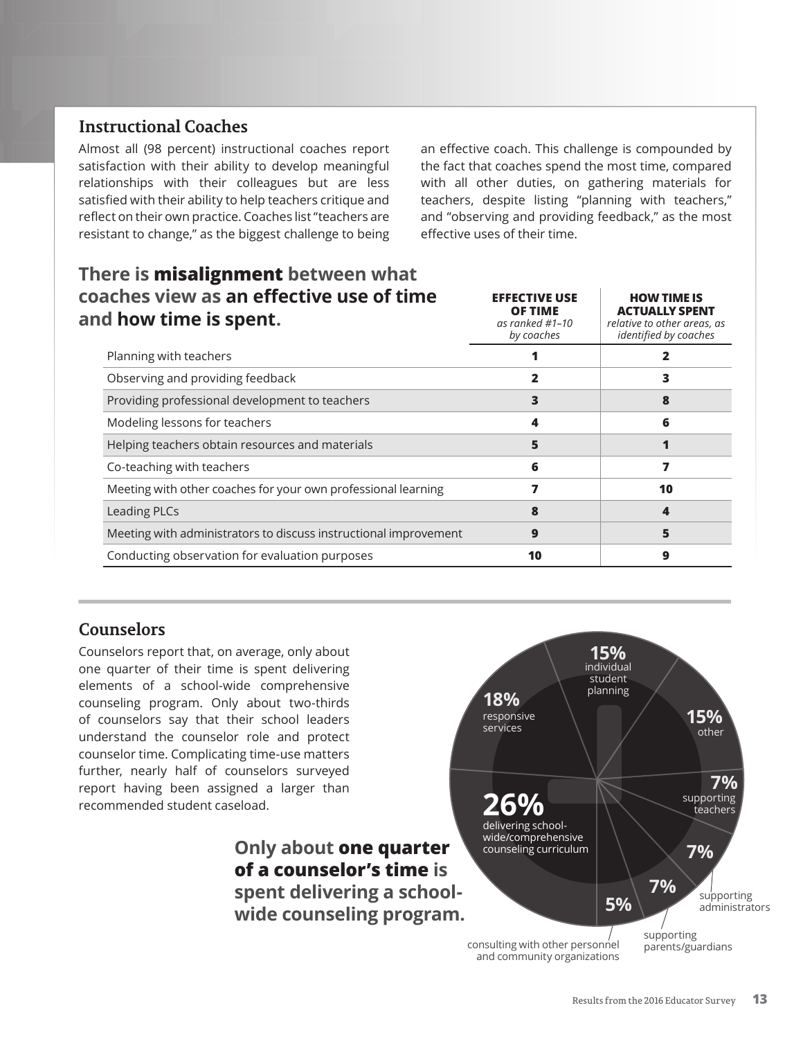## Instructional Coaches

Almost all (98 percent) instructional coaches report satisfaction with their ability to develop meaningful relationships with their colleagues but are less satisfied with their ability to help teachers critique and reflect on their own practice. Coaches list "teachers are resistant to change," as the biggest challenge to being an effective coach. This challenge is compounded by the fact that coaches spend the most time, compared with all other duties, on gathering materials for teachers, despite listing "planning with teachers," and "observing and providing feedback," as the most effective uses of their time.

### There is **misalignment** between what coaches view as **an effective use of time** and **how time is spent**.

| | **EFFECTIVE USE OF TIME** *as ranked #1–10 by coaches* | **HOW TIME IS ACTUALLY SPENT** *relative to other areas, as identified by coaches* |
|---|---|---|
| Planning with teachers | 1 | 2 |
| Observing and providing feedback | 2 | 3 |
| Providing professional development to teachers | 3 | 8 |
| Modeling lessons for teachers | 4 | 6 |
| Helping teachers obtain resources and materials | 5 | 1 |
| Co-teaching with teachers | 6 | 7 |
| Meeting with other coaches for your own professional learning | 7 | 10 |
| Leading PLCs | 8 | 4 |
| Meeting with administrators to discuss instructional improvement | 9 | 5 |
| Conducting observation for evaluation purposes | 10 | 9 |

## Counselors

Counselors report that, on average, only about one quarter of their time is spent delivering elements of a school-wide comprehensive counseling program. Only about two-thirds of counselors say that their school leaders understand the counselor role and protect counselor time. Complicating time-use matters further, nearly half of counselors surveyed report having been assigned a larger than recommended student caseload.

### Only about **one quarter of a counselor's time** is spent delivering a school-wide counseling program.

- 26% delivering school-wide/comprehensive counseling curriculum
- 18% responsive services
- 15% individual student planning
- 15% other
- 7% supporting teachers
- 7% supporting administrators
- 7% supporting parents/guardians
- 5% consulting with other personnel and community organizations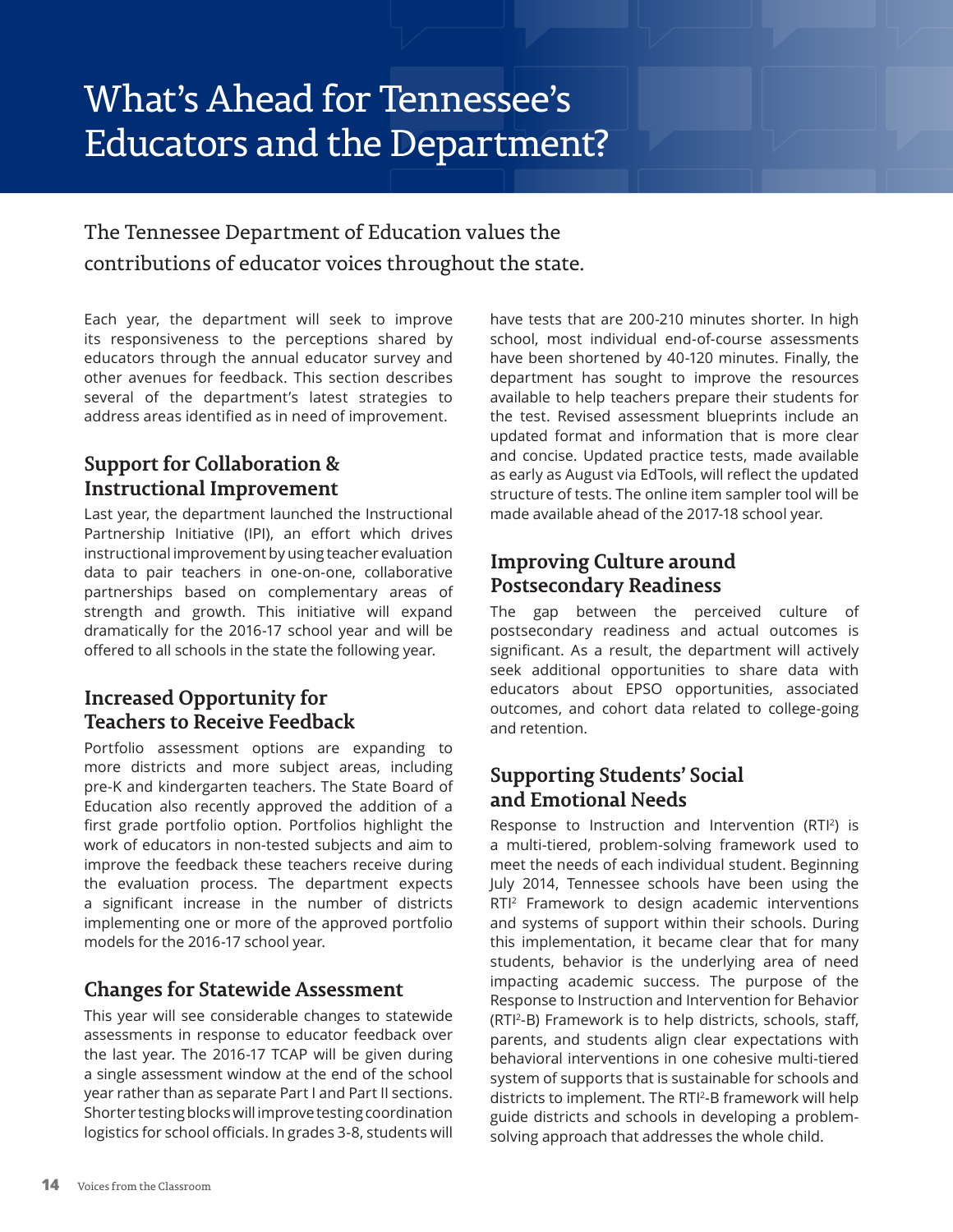# What's Ahead for Tennessee's Educators and the Department?

The Tennessee Department of Education values the contributions of educator voices throughout the state.

Each year, the department will seek to improve its responsiveness to the perceptions shared by educators through the annual educator survey and other avenues for feedback. This section describes several of the department's latest strategies to address areas identified as in need of improvement.

## Support for Collaboration & Instructional Improvement

Last year, the department launched the Instructional Partnership Initiative (IPI), an effort which drives instructional improvement by using teacher evaluation data to pair teachers in one-on-one, collaborative partnerships based on complementary areas of strength and growth. This initiative will expand dramatically for the 2016-17 school year and will be offered to all schools in the state the following year.

## Increased Opportunity for Teachers to Receive Feedback

Portfolio assessment options are expanding to more districts and more subject areas, including pre-K and kindergarten teachers. The State Board of Education also recently approved the addition of a first grade portfolio option. Portfolios highlight the work of educators in non-tested subjects and aim to improve the feedback these teachers receive during the evaluation process. The department expects a significant increase in the number of districts implementing one or more of the approved portfolio models for the 2016-17 school year.

## Changes for Statewide Assessment

This year will see considerable changes to statewide assessments in response to educator feedback over the last year. The 2016-17 TCAP will be given during a single assessment window at the end of the school year rather than as separate Part I and Part II sections. Shorter testing blocks will improve testing coordination logistics for school officials. In grades 3-8, students will have tests that are 200-210 minutes shorter. In high school, most individual end-of-course assessments have been shortened by 40-120 minutes. Finally, the department has sought to improve the resources available to help teachers prepare their students for the test. Revised assessment blueprints include an updated format and information that is more clear and concise. Updated practice tests, made available as early as August via EdTools, will reflect the updated structure of tests. The online item sampler tool will be made available ahead of the 2017-18 school year.

## Improving Culture around Postsecondary Readiness

The gap between the perceived culture of postsecondary readiness and actual outcomes is significant. As a result, the department will actively seek additional opportunities to share data with educators about EPSO opportunities, associated outcomes, and cohort data related to college-going and retention.

## Supporting Students' Social and Emotional Needs

Response to Instruction and Intervention ($RTI^2$) is a multi-tiered, problem-solving framework used to meet the needs of each individual student. Beginning July 2014, Tennessee schools have been using the $RTI^2$ Framework to design academic interventions and systems of support within their schools. During this implementation, it became clear that for many students, behavior is the underlying area of need impacting academic success. The purpose of the Response to Instruction and Intervention for Behavior ($RTI^2$-B) Framework is to help districts, schools, staff, parents, and students align clear expectations with behavioral interventions in one cohesive multi-tiered system of supports that is sustainable for schools and districts to implement. The $RTI^2$-B framework will help guide districts and schools in developing a problem-solving approach that addresses the whole child.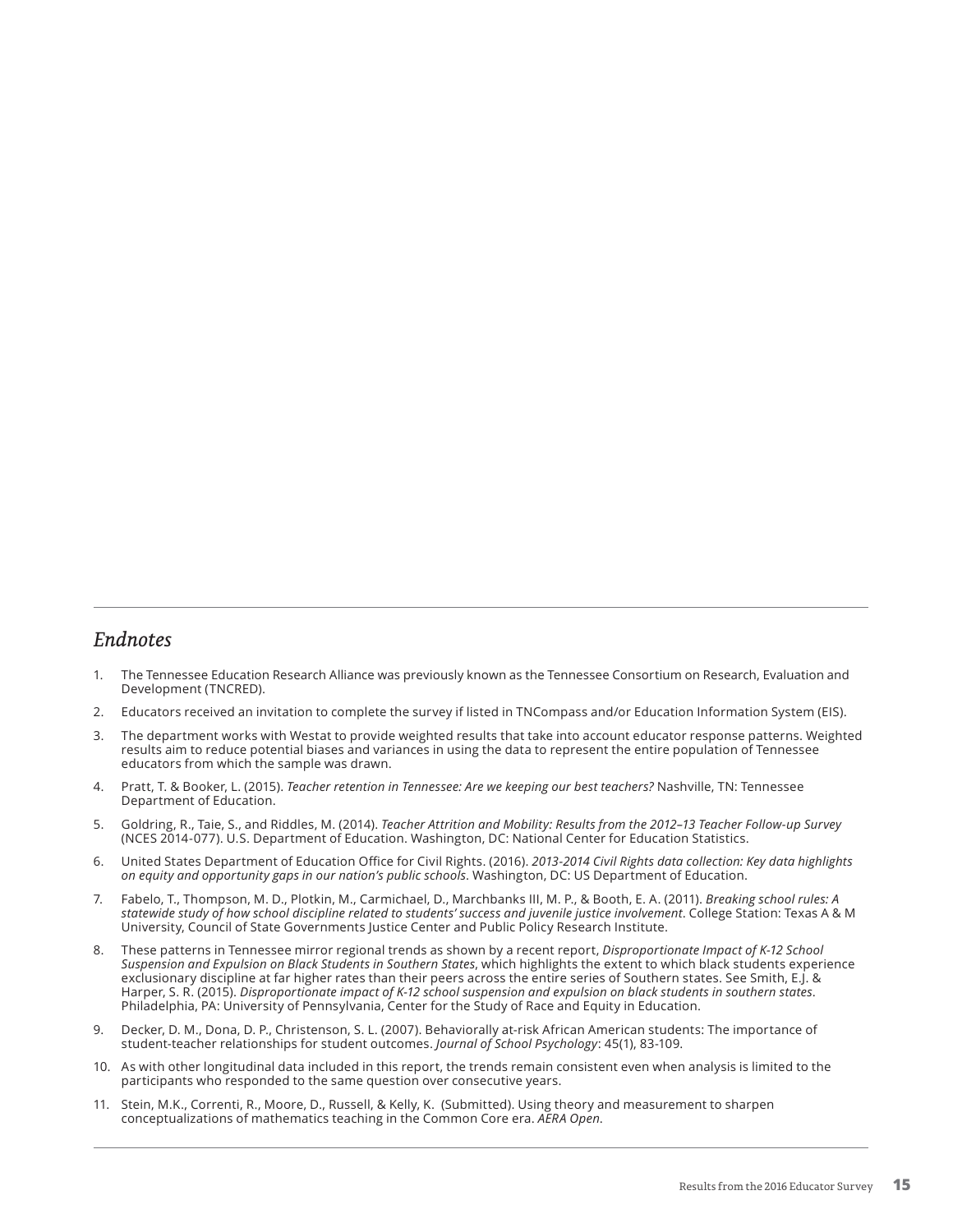## *Endnotes*

1. The Tennessee Education Research Alliance was previously known as the Tennessee Consortium on Research, Evaluation and Development (TNCRED).
2. Educators received an invitation to complete the survey if listed in TNCompass and/or Education Information System (EIS).
3. The department works with Westat to provide weighted results that take into account educator response patterns. Weighted results aim to reduce potential biases and variances in using the data to represent the entire population of Tennessee educators from which the sample was drawn.
4. Pratt, T. & Booker, L. (2015). *Teacher retention in Tennessee: Are we keeping our best teachers?* Nashville, TN: Tennessee Department of Education.
5. Goldring, R., Taie, S., and Riddles, M. (2014). *Teacher Attrition and Mobility: Results from the 2012–13 Teacher Follow-up Survey* (NCES 2014-077). U.S. Department of Education. Washington, DC: National Center for Education Statistics.
6. United States Department of Education Office for Civil Rights. (2016). *2013-2014 Civil Rights data collection: Key data highlights on equity and opportunity gaps in our nation's public schools*. Washington, DC: US Department of Education.
7. Fabelo, T., Thompson, M. D., Plotkin, M., Carmichael, D., Marchbanks III, M. P., & Booth, E. A. (2011). *Breaking school rules: A statewide study of how school discipline related to students' success and juvenile justice involvement*. College Station: Texas A & M University, Council of State Governments Justice Center and Public Policy Research Institute.
8. These patterns in Tennessee mirror regional trends as shown by a recent report, *Disproportionate Impact of K-12 School Suspension and Expulsion on Black Students in Southern States*, which highlights the extent to which black students experience exclusionary discipline at far higher rates than their peers across the entire series of Southern states. See Smith, E.J. & Harper, S. R. (2015). *Disproportionate impact of K-12 school suspension and expulsion on black students in southern states*. Philadelphia, PA: University of Pennsylvania, Center for the Study of Race and Equity in Education.
9. Decker, D. M., Dona, D. P., Christenson, S. L. (2007). Behaviorally at-risk African American students: The importance of student-teacher relationships for student outcomes. *Journal of School Psychology*: 45(1), 83-109.
10. As with other longitudinal data included in this report, the trends remain consistent even when analysis is limited to the participants who responded to the same question over consecutive years.
11. Stein, M.K., Correnti, R., Moore, D., Russell, & Kelly, K. (Submitted). Using theory and measurement to sharpen conceptualizations of mathematics teaching in the Common Core era. *AERA Open*.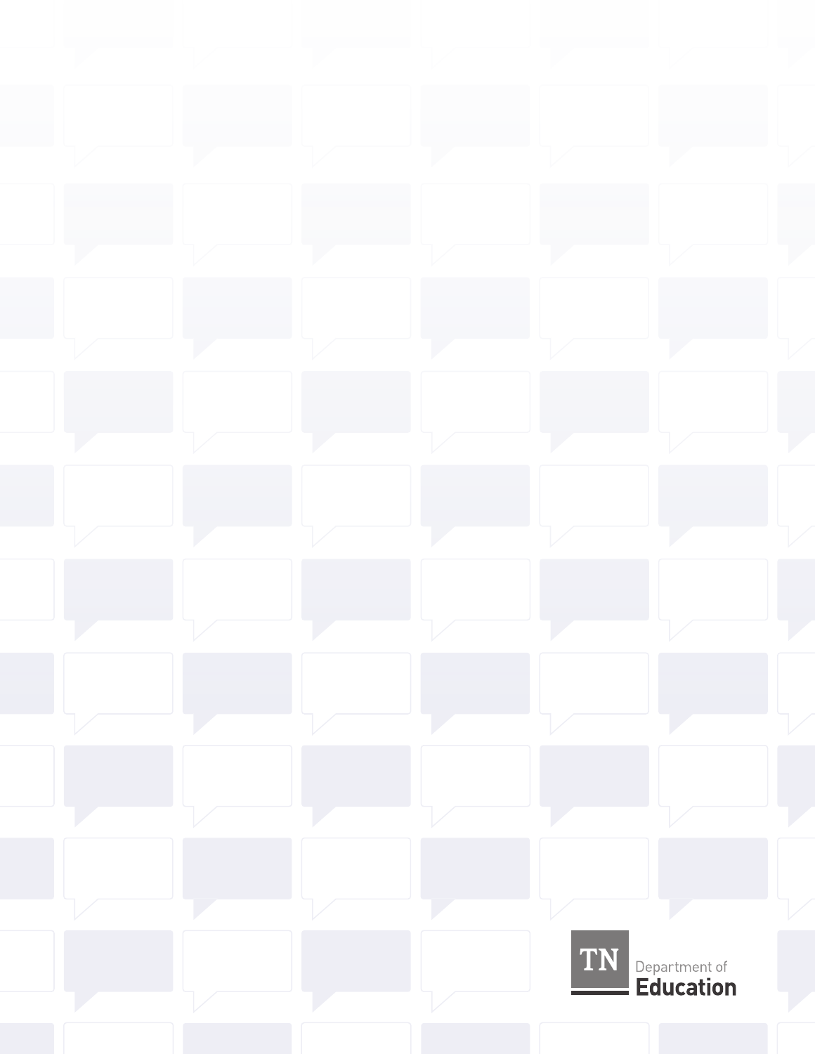TN Department of Education